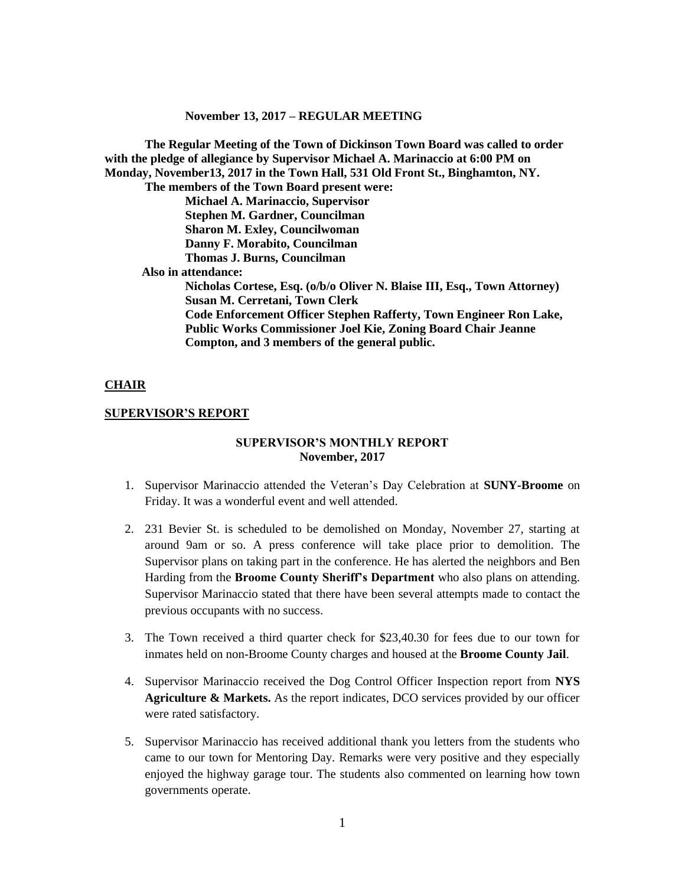**November 13, 2017 – REGULAR MEETING**

**The Regular Meeting of the Town of Dickinson Town Board was called to order with the pledge of allegiance by Supervisor Michael A. Marinaccio at 6:00 PM on Monday, November13, 2017 in the Town Hall, 531 Old Front St., Binghamton, NY.**

**The members of the Town Board present were:**

**Michael A. Marinaccio, Supervisor**
**Stephen M. Gardner, Councilman**
**Sharon M. Exley, Councilwoman**
**Danny F. Morabito, Councilman**
**Thomas J. Burns, Councilman**

**Also in attendance:**

**Nicholas Cortese, Esq. (o/b/o Oliver N. Blaise III, Esq., Town Attorney)**
**Susan M. Cerretani, Town Clerk**
**Code Enforcement Officer Stephen Rafferty, Town Engineer Ron Lake, Public Works Commissioner Joel Kie, Zoning Board Chair Jeanne Compton, and 3 members of the general public.**

## CHAIR

## SUPERVISOR'S REPORT

### SUPERVISOR'S MONTHLY REPORT
### November, 2017

1. Supervisor Marinaccio attended the Veteran's Day Celebration at **SUNY-Broome** on Friday. It was a wonderful event and well attended.

2. 231 Bevier St. is scheduled to be demolished on Monday, November 27, starting at around 9am or so. A press conference will take place prior to demolition. The Supervisor plans on taking part in the conference. He has alerted the neighbors and Ben Harding from the **Broome County Sheriff's Department** who also plans on attending. Supervisor Marinaccio stated that there have been several attempts made to contact the previous occupants with no success.

3. The Town received a third quarter check for $23,40.30 for fees due to our town for inmates held on non-Broome County charges and housed at the **Broome County Jail**.

4. Supervisor Marinaccio received the Dog Control Officer Inspection report from **NYS Agriculture & Markets.** As the report indicates, DCO services provided by our officer were rated satisfactory.

5. Supervisor Marinaccio has received additional thank you letters from the students who came to our town for Mentoring Day. Remarks were very positive and they especially enjoyed the highway garage tour. The students also commented on learning how town governments operate.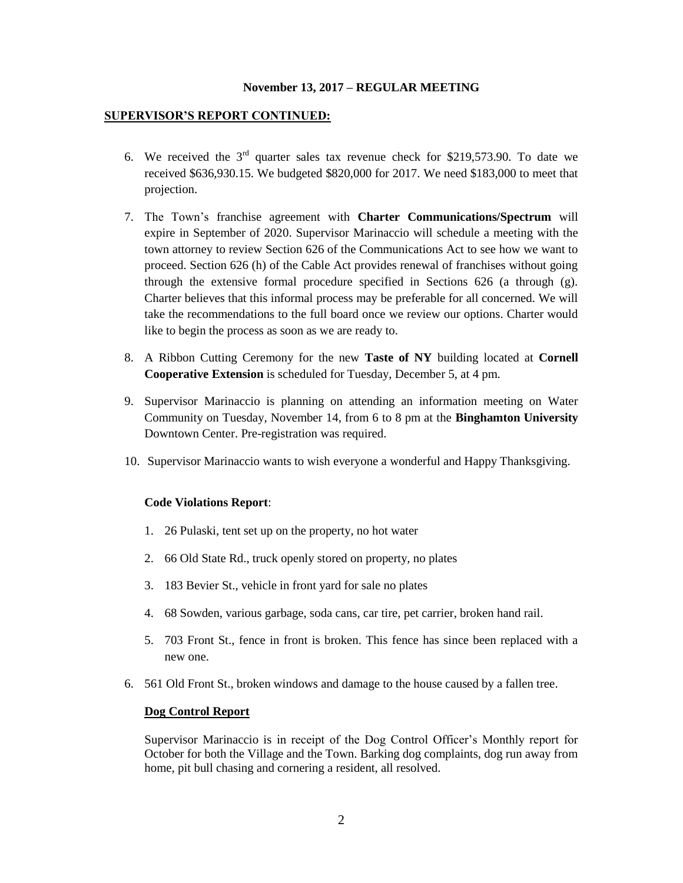**November 13, 2017 – REGULAR MEETING**

**SUPERVISOR'S REPORT CONTINUED:**

6. We received the 3rd quarter sales tax revenue check for $219,573.90. To date we received $636,930.15. We budgeted $820,000 for 2017. We need $183,000 to meet that projection.

7. The Town's franchise agreement with **Charter Communications/Spectrum** will expire in September of 2020. Supervisor Marinaccio will schedule a meeting with the town attorney to review Section 626 of the Communications Act to see how we want to proceed. Section 626 (h) of the Cable Act provides renewal of franchises without going through the extensive formal procedure specified in Sections 626 (a through (g). Charter believes that this informal process may be preferable for all concerned. We will take the recommendations to the full board once we review our options. Charter would like to begin the process as soon as we are ready to.

8. A Ribbon Cutting Ceremony for the new **Taste of NY** building located at **Cornell Cooperative Extension** is scheduled for Tuesday, December 5, at 4 pm.

9. Supervisor Marinaccio is planning on attending an information meeting on Water Community on Tuesday, November 14, from 6 to 8 pm at the **Binghamton University** Downtown Center. Pre-registration was required.

10. Supervisor Marinaccio wants to wish everyone a wonderful and Happy Thanksgiving.

**Code Violations Report**:

1. 26 Pulaski, tent set up on the property, no hot water
2. 66 Old State Rd., truck openly stored on property, no plates
3. 183 Bevier St., vehicle in front yard for sale no plates
4. 68 Sowden, various garbage, soda cans, car tire, pet carrier, broken hand rail.
5. 703 Front St., fence in front is broken. This fence has since been replaced with a new one.
6. 561 Old Front St., broken windows and damage to the house caused by a fallen tree.

**Dog Control Report**

Supervisor Marinaccio is in receipt of the Dog Control Officer's Monthly report for October for both the Village and the Town. Barking dog complaints, dog run away from home, pit bull chasing and cornering a resident, all resolved.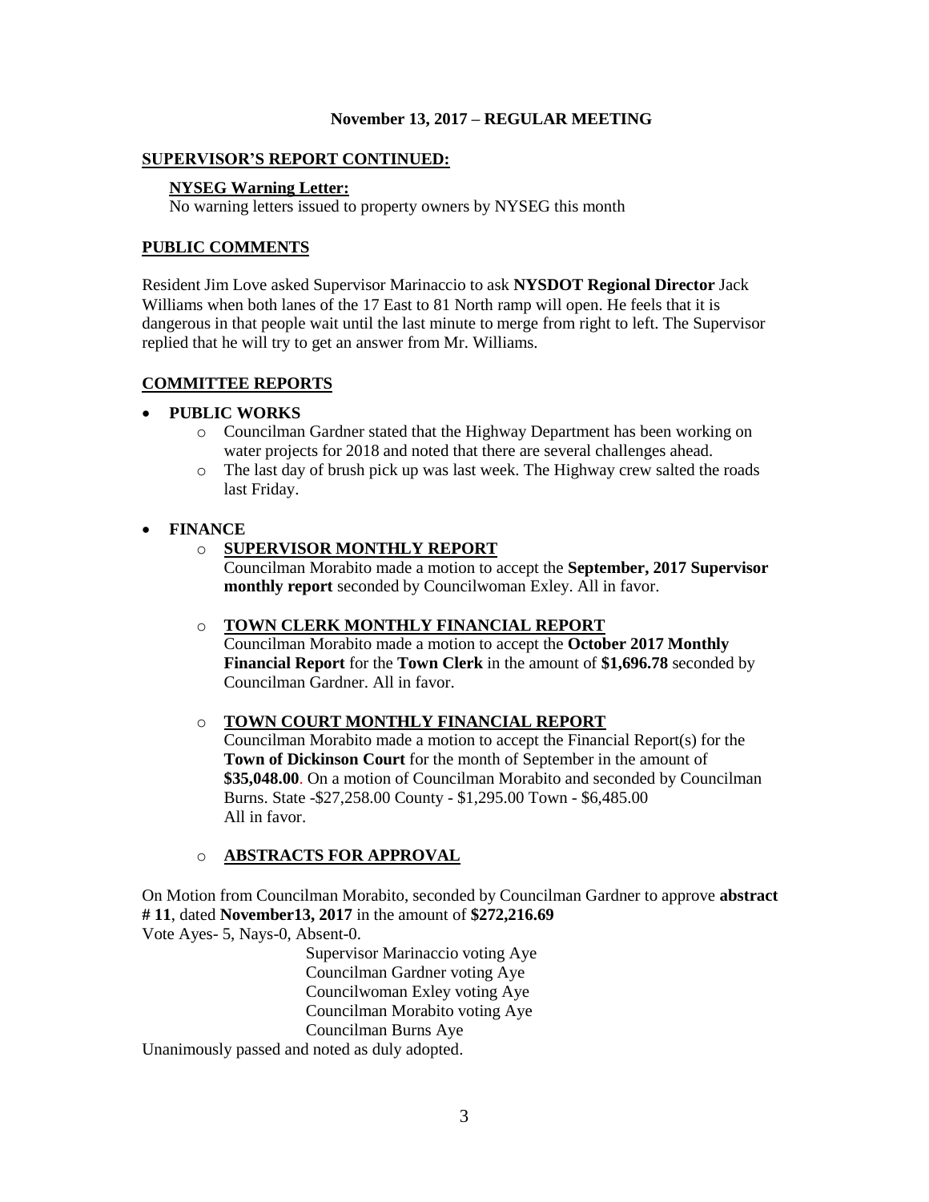**November 13, 2017 – REGULAR MEETING**

**SUPERVISOR'S REPORT CONTINUED:**

**NYSEG Warning Letter:**
No warning letters issued to property owners by NYSEG this month

**PUBLIC COMMENTS**

Resident Jim Love asked Supervisor Marinaccio to ask **NYSDOT Regional Director** Jack Williams when both lanes of the 17 East to 81 North ramp will open. He feels that it is dangerous in that people wait until the last minute to merge from right to left. The Supervisor replied that he will try to get an answer from Mr. Williams.

**COMMITTEE REPORTS**

- **PUBLIC WORKS**
  - Councilman Gardner stated that the Highway Department has been working on water projects for 2018 and noted that there are several challenges ahead.
  - The last day of brush pick up was last week. The Highway crew salted the roads last Friday.

- **FINANCE**
  - **SUPERVISOR MONTHLY REPORT**
    Councilman Morabito made a motion to accept the **September, 2017 Supervisor monthly report** seconded by Councilwoman Exley. All in favor.

  - **TOWN CLERK MONTHLY FINANCIAL REPORT**
    Councilman Morabito made a motion to accept the **October 2017 Monthly Financial Report** for the **Town Clerk** in the amount of **$1,696.78** seconded by Councilman Gardner. All in favor.

  - **TOWN COURT MONTHLY FINANCIAL REPORT**
    Councilman Morabito made a motion to accept the Financial Report(s) for the **Town of Dickinson Court** for the month of September in the amount of **$35,048.00**. On a motion of Councilman Morabito and seconded by Councilman Burns. State -$27,258.00 County - $1,295.00 Town - $6,485.00
    All in favor.

  - **ABSTRACTS FOR APPROVAL**

On Motion from Councilman Morabito, seconded by Councilman Gardner to approve **abstract # 11**, dated **November13, 2017** in the amount of **$272,216.69**
Vote Ayes- 5, Nays-0, Absent-0.

Supervisor Marinaccio voting Aye
Councilman Gardner voting Aye
Councilwoman Exley voting Aye
Councilman Morabito voting Aye
Councilman Burns Aye

Unanimously passed and noted as duly adopted.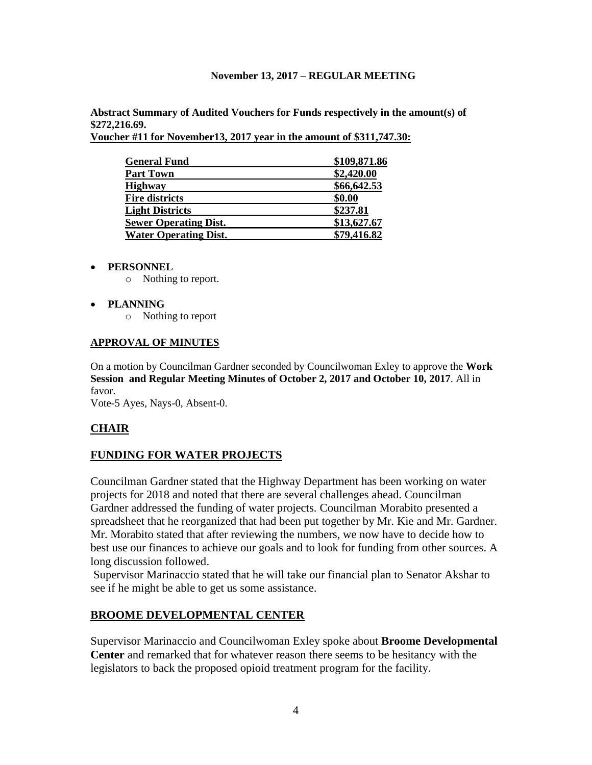**November 13, 2017 – REGULAR MEETING**

**Abstract Summary of Audited Vouchers for Funds respectively in the amount(s) of $272,216.69.**
**Voucher #11 for November13, 2017 year in the amount of $311,747.30:**

| | |
|---|---|
| **General Fund** | **$109,871.86** |
| **Part Town** | **$2,420.00** |
| **Highway** | **$66,642.53** |
| **Fire districts** | **$0.00** |
| **Light Districts** | **$237.81** |
| **Sewer Operating Dist.** | **$13,627.67** |
| **Water Operating Dist.** | **$79,416.82** |

- **PERSONNEL**
  - Nothing to report.
- **PLANNING**
  - Nothing to report

## APPROVAL OF MINUTES

On a motion by Councilman Gardner seconded by Councilwoman Exley to approve the **Work Session and Regular Meeting Minutes of October 2, 2017 and October 10, 2017**. All in favor.
Vote-5 Ayes, Nays-0, Absent-0.

## CHAIR

## FUNDING FOR WATER PROJECTS

Councilman Gardner stated that the Highway Department has been working on water projects for 2018 and noted that there are several challenges ahead. Councilman Gardner addressed the funding of water projects. Councilman Morabito presented a spreadsheet that he reorganized that had been put together by Mr. Kie and Mr. Gardner. Mr. Morabito stated that after reviewing the numbers, we now have to decide how to best use our finances to achieve our goals and to look for funding from other sources. A long discussion followed.

Supervisor Marinaccio stated that he will take our financial plan to Senator Akshar to see if he might be able to get us some assistance.

## BROOME DEVELOPMENTAL CENTER

Supervisor Marinaccio and Councilwoman Exley spoke about **Broome Developmental Center** and remarked that for whatever reason there seems to be hesitancy with the legislators to back the proposed opioid treatment program for the facility.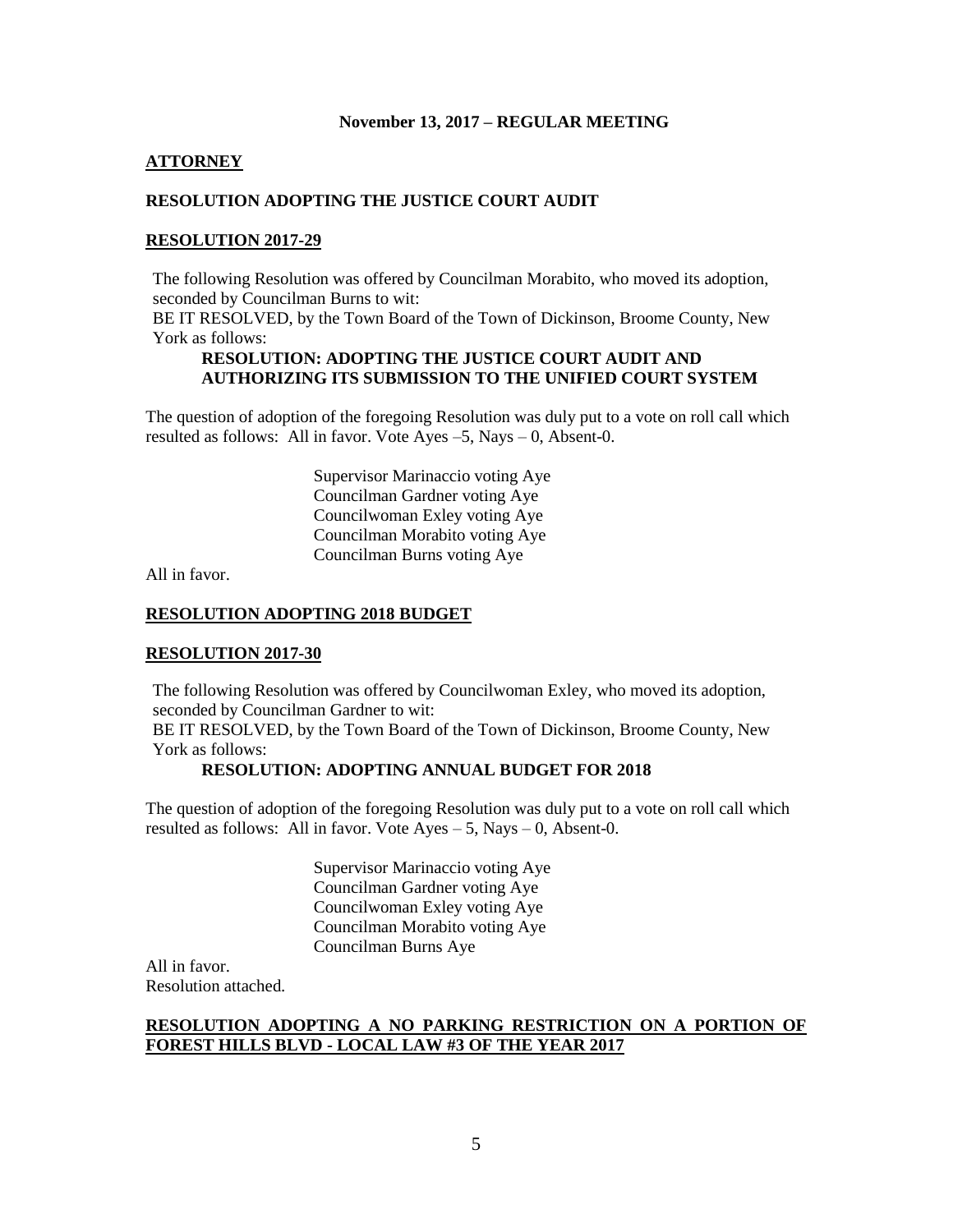**November 13, 2017 – REGULAR MEETING**

**ATTORNEY**

**RESOLUTION ADOPTING THE JUSTICE COURT AUDIT**

**RESOLUTION 2017-29**

The following Resolution was offered by Councilman Morabito, who moved its adoption, seconded by Councilman Burns to wit:
BE IT RESOLVED, by the Town Board of the Town of Dickinson, Broome County, New York as follows:

**RESOLUTION: ADOPTING THE JUSTICE COURT AUDIT AND AUTHORIZING ITS SUBMISSION TO THE UNIFIED COURT SYSTEM**

The question of adoption of the foregoing Resolution was duly put to a vote on roll call which resulted as follows: All in favor. Vote Ayes –5, Nays – 0, Absent-0.

Supervisor Marinaccio voting Aye
Councilman Gardner voting Aye
Councilwoman Exley voting Aye
Councilman Morabito voting Aye
Councilman Burns voting Aye

All in favor.

**RESOLUTION ADOPTING 2018 BUDGET**

**RESOLUTION 2017-30**

The following Resolution was offered by Councilwoman Exley, who moved its adoption, seconded by Councilman Gardner to wit:
BE IT RESOLVED, by the Town Board of the Town of Dickinson, Broome County, New York as follows:

**RESOLUTION: ADOPTING ANNUAL BUDGET FOR 2018**

The question of adoption of the foregoing Resolution was duly put to a vote on roll call which resulted as follows: All in favor. Vote Ayes – 5, Nays – 0, Absent-0.

Supervisor Marinaccio voting Aye
Councilman Gardner voting Aye
Councilwoman Exley voting Aye
Councilman Morabito voting Aye
Councilman Burns Aye

All in favor.
Resolution attached.

**RESOLUTION ADOPTING A NO PARKING RESTRICTION ON A PORTION OF FOREST HILLS BLVD - LOCAL LAW #3 OF THE YEAR 2017**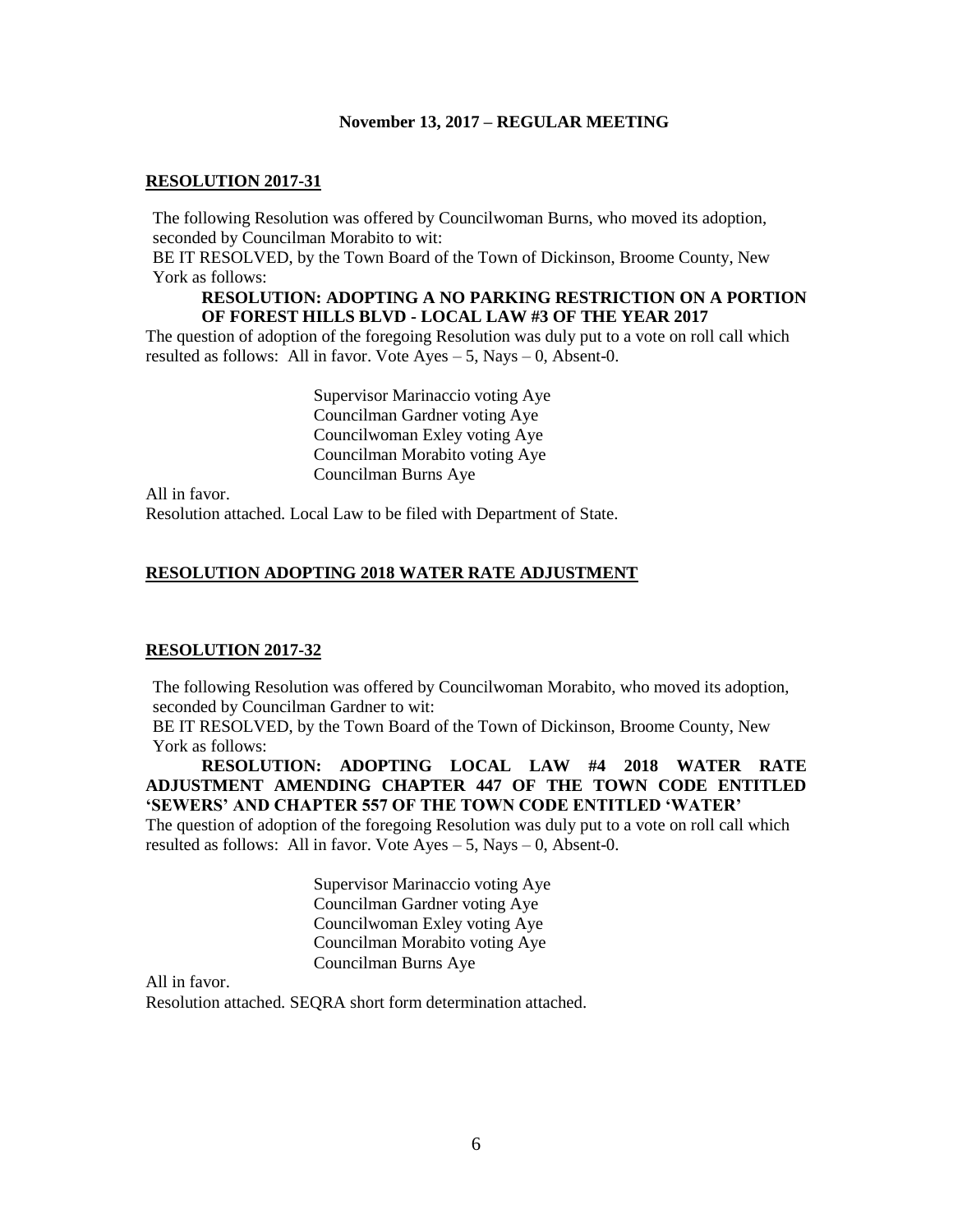**November 13, 2017 – REGULAR MEETING**

**RESOLUTION 2017-31**

The following Resolution was offered by Councilwoman Burns, who moved its adoption, seconded by Councilman Morabito to wit:

BE IT RESOLVED, by the Town Board of the Town of Dickinson, Broome County, New York as follows:

**RESOLUTION: ADOPTING A NO PARKING RESTRICTION ON A PORTION OF FOREST HILLS BLVD - LOCAL LAW #3 OF THE YEAR 2017**

The question of adoption of the foregoing Resolution was duly put to a vote on roll call which resulted as follows: All in favor. Vote Ayes – 5, Nays – 0, Absent-0.

Supervisor Marinaccio voting Aye
Councilman Gardner voting Aye
Councilwoman Exley voting Aye
Councilman Morabito voting Aye
Councilman Burns Aye

All in favor.

Resolution attached. Local Law to be filed with Department of State.

**RESOLUTION ADOPTING 2018 WATER RATE ADJUSTMENT**

**RESOLUTION 2017-32**

The following Resolution was offered by Councilwoman Morabito, who moved its adoption, seconded by Councilman Gardner to wit:

BE IT RESOLVED, by the Town Board of the Town of Dickinson, Broome County, New York as follows:

**RESOLUTION: ADOPTING LOCAL LAW #4 2018 WATER RATE ADJUSTMENT AMENDING CHAPTER 447 OF THE TOWN CODE ENTITLED 'SEWERS' AND CHAPTER 557 OF THE TOWN CODE ENTITLED 'WATER'**

The question of adoption of the foregoing Resolution was duly put to a vote on roll call which resulted as follows: All in favor. Vote Ayes – 5, Nays – 0, Absent-0.

Supervisor Marinaccio voting Aye
Councilman Gardner voting Aye
Councilwoman Exley voting Aye
Councilman Morabito voting Aye
Councilman Burns Aye

All in favor.

Resolution attached. SEQRA short form determination attached.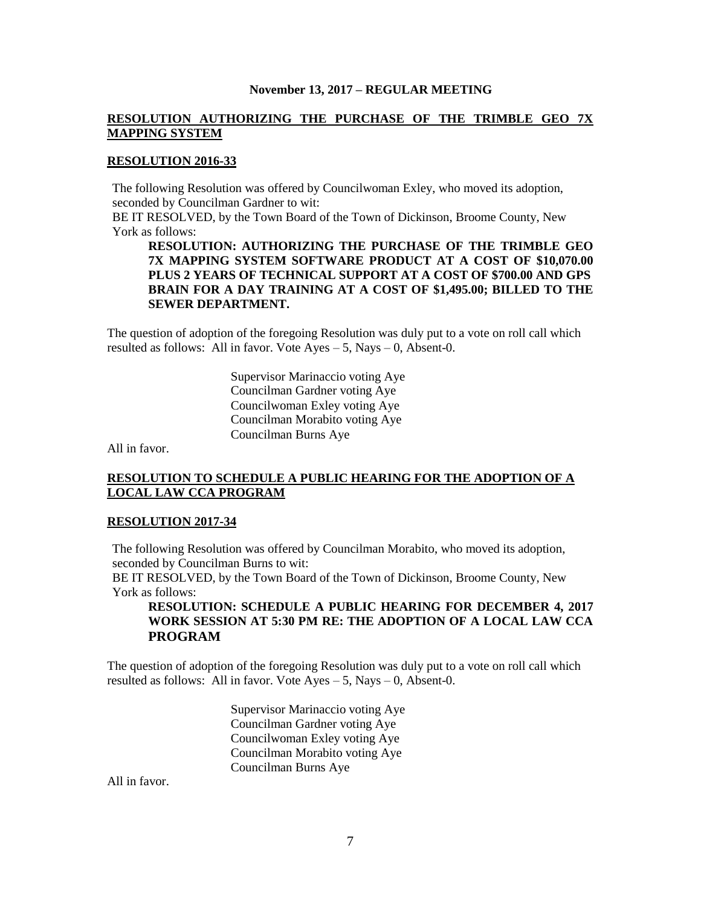**November 13, 2017 – REGULAR MEETING**

**RESOLUTION AUTHORIZING THE PURCHASE OF THE TRIMBLE GEO 7X MAPPING SYSTEM**

**RESOLUTION 2016-33**

The following Resolution was offered by Councilwoman Exley, who moved its adoption, seconded by Councilman Gardner to wit:

BE IT RESOLVED, by the Town Board of the Town of Dickinson, Broome County, New York as follows:

**RESOLUTION: AUTHORIZING THE PURCHASE OF THE TRIMBLE GEO 7X MAPPING SYSTEM SOFTWARE PRODUCT AT A COST OF $10,070.00 PLUS 2 YEARS OF TECHNICAL SUPPORT AT A COST OF $700.00 AND GPS BRAIN FOR A DAY TRAINING AT A COST OF $1,495.00; BILLED TO THE SEWER DEPARTMENT.**

The question of adoption of the foregoing Resolution was duly put to a vote on roll call which resulted as follows: All in favor. Vote Ayes – 5, Nays – 0, Absent-0.

Supervisor Marinaccio voting Aye
Councilman Gardner voting Aye
Councilwoman Exley voting Aye
Councilman Morabito voting Aye
Councilman Burns Aye

All in favor.

**RESOLUTION TO SCHEDULE A PUBLIC HEARING FOR THE ADOPTION OF A LOCAL LAW CCA PROGRAM**

**RESOLUTION 2017-34**

The following Resolution was offered by Councilman Morabito, who moved its adoption, seconded by Councilman Burns to wit:

BE IT RESOLVED, by the Town Board of the Town of Dickinson, Broome County, New York as follows:

**RESOLUTION: SCHEDULE A PUBLIC HEARING FOR DECEMBER 4, 2017 WORK SESSION AT 5:30 PM RE: THE ADOPTION OF A LOCAL LAW CCA PROGRAM**

The question of adoption of the foregoing Resolution was duly put to a vote on roll call which resulted as follows: All in favor. Vote Ayes – 5, Nays – 0, Absent-0.

Supervisor Marinaccio voting Aye
Councilman Gardner voting Aye
Councilwoman Exley voting Aye
Councilman Morabito voting Aye
Councilman Burns Aye

All in favor.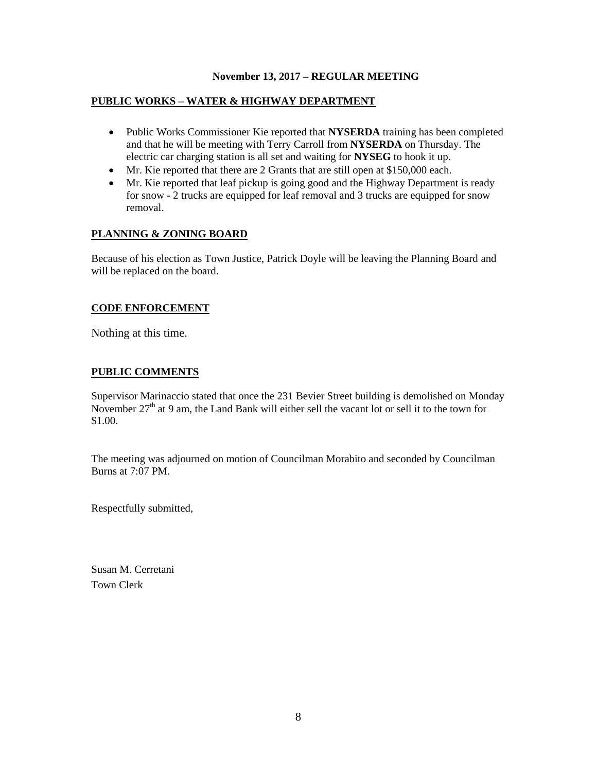**November 13, 2017 – REGULAR MEETING**

## PUBLIC WORKS – WATER & HIGHWAY DEPARTMENT

- Public Works Commissioner Kie reported that **NYSERDA** training has been completed and that he will be meeting with Terry Carroll from **NYSERDA** on Thursday. The electric car charging station is all set and waiting for **NYSEG** to hook it up.
- Mr. Kie reported that there are 2 Grants that are still open at $150,000 each.
- Mr. Kie reported that leaf pickup is going good and the Highway Department is ready for snow - 2 trucks are equipped for leaf removal and 3 trucks are equipped for snow removal.

## PLANNING & ZONING BOARD

Because of his election as Town Justice, Patrick Doyle will be leaving the Planning Board and will be replaced on the board.

## CODE ENFORCEMENT

Nothing at this time.

## PUBLIC COMMENTS

Supervisor Marinaccio stated that once the 231 Bevier Street building is demolished on Monday November 27th at 9 am, the Land Bank will either sell the vacant lot or sell it to the town for $1.00.

The meeting was adjourned on motion of Councilman Morabito and seconded by Councilman Burns at 7:07 PM.

Respectfully submitted,

Susan M. Cerretani
Town Clerk